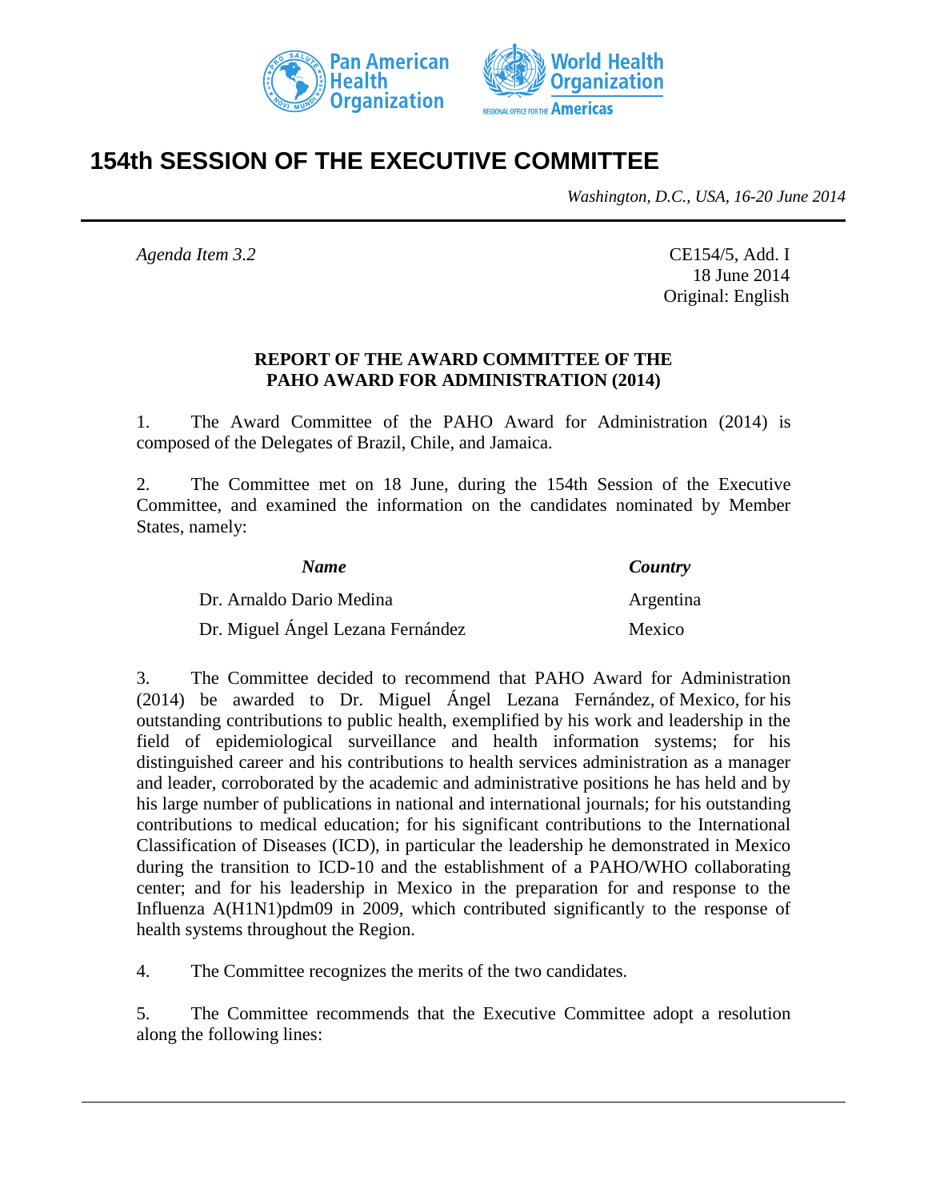# 154th SESSION OF THE EXECUTIVE COMMITTEE

*Washington, D.C., USA, 16-20 June 2014*

*Agenda Item 3.2*

CE154/5, Add. I
18 June 2014
Original: English

## REPORT OF THE AWARD COMMITTEE OF THE PAHO AWARD FOR ADMINISTRATION (2014)

1. The Award Committee of the PAHO Award for Administration (2014) is composed of the Delegates of Brazil, Chile, and Jamaica.

2. The Committee met on 18 June, during the 154th Session of the Executive Committee, and examined the information on the candidates nominated by Member States, namely:

| *Name* | *Country* |
|---|---|
| Dr. Arnaldo Dario Medina | Argentina |
| Dr. Miguel Ángel Lezana Fernández | Mexico |

3. The Committee decided to recommend that PAHO Award for Administration (2014) be awarded to Dr. Miguel Ángel Lezana Fernández, of Mexico, for his outstanding contributions to public health, exemplified by his work and leadership in the field of epidemiological surveillance and health information systems; for his distinguished career and his contributions to health services administration as a manager and leader, corroborated by the academic and administrative positions he has held and by his large number of publications in national and international journals; for his outstanding contributions to medical education; for his significant contributions to the International Classification of Diseases (ICD), in particular the leadership he demonstrated in Mexico during the transition to ICD-10 and the establishment of a PAHO/WHO collaborating center; and for his leadership in Mexico in the preparation for and response to the Influenza A(H1N1)pdm09 in 2009, which contributed significantly to the response of health systems throughout the Region.

4. The Committee recognizes the merits of the two candidates.

5. The Committee recommends that the Executive Committee adopt a resolution along the following lines: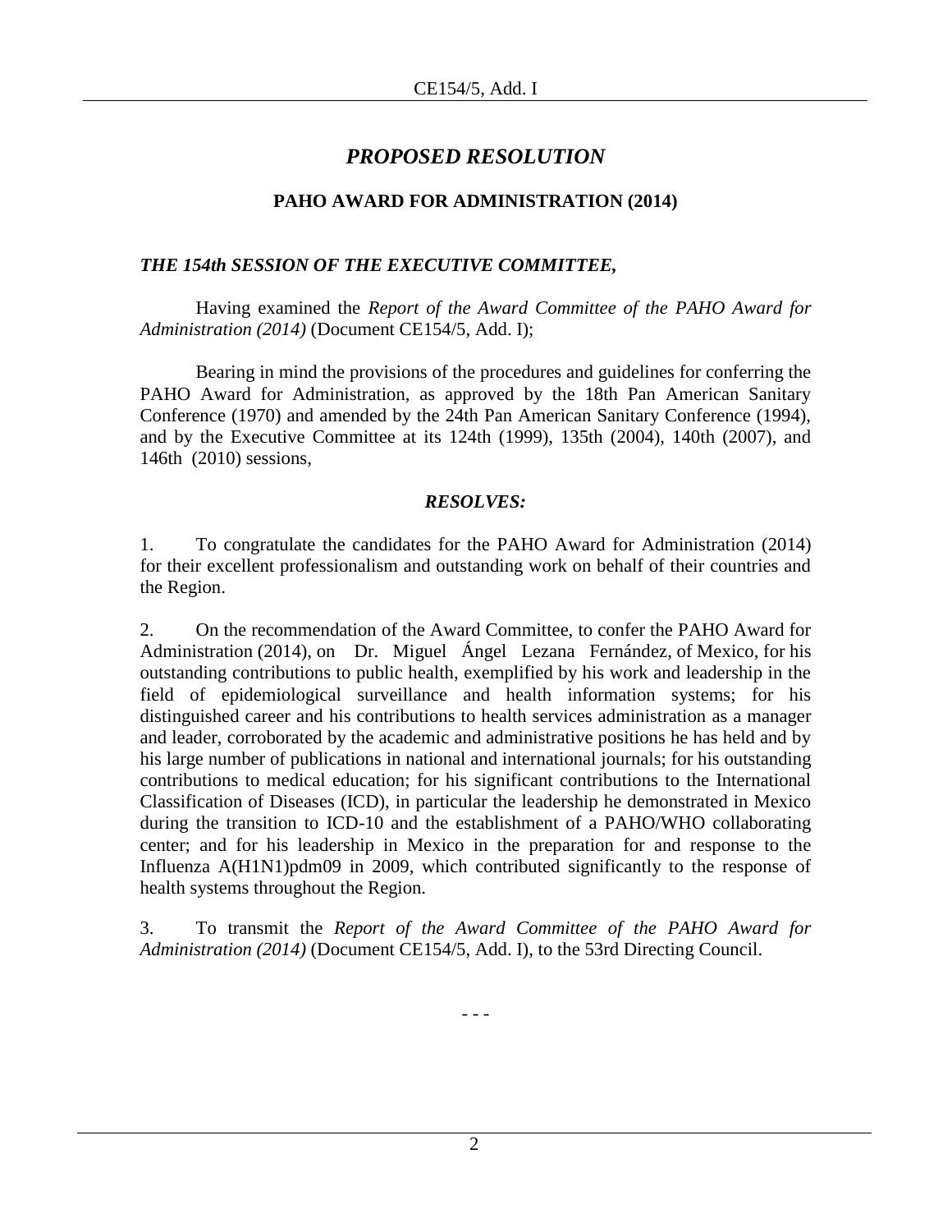# *PROPOSED RESOLUTION*

## PAHO AWARD FOR ADMINISTRATION (2014)

***THE 154th SESSION OF THE EXECUTIVE COMMITTEE,***

Having examined the *Report of the Award Committee of the PAHO Award for Administration (2014)* (Document CE154/5, Add. I);

Bearing in mind the provisions of the procedures and guidelines for conferring the PAHO Award for Administration, as approved by the 18th Pan American Sanitary Conference (1970) and amended by the 24th Pan American Sanitary Conference (1994), and by the Executive Committee at its 124th (1999), 135th (2004), 140th (2007), and 146th (2010) sessions,

***RESOLVES:***

1. To congratulate the candidates for the PAHO Award for Administration (2014) for their excellent professionalism and outstanding work on behalf of their countries and the Region.

2. On the recommendation of the Award Committee, to confer the PAHO Award for Administration (2014), on Dr. Miguel Ángel Lezana Fernández, of Mexico, for his outstanding contributions to public health, exemplified by his work and leadership in the field of epidemiological surveillance and health information systems; for his distinguished career and his contributions to health services administration as a manager and leader, corroborated by the academic and administrative positions he has held and by his large number of publications in national and international journals; for his outstanding contributions to medical education; for his significant contributions to the International Classification of Diseases (ICD), in particular the leadership he demonstrated in Mexico during the transition to ICD-10 and the establishment of a PAHO/WHO collaborating center; and for his leadership in Mexico in the preparation for and response to the Influenza A(H1N1)pdm09 in 2009, which contributed significantly to the response of health systems throughout the Region.

3. To transmit the *Report of the Award Committee of the PAHO Award for Administration (2014)* (Document CE154/5, Add. I), to the 53rd Directing Council.

- - -